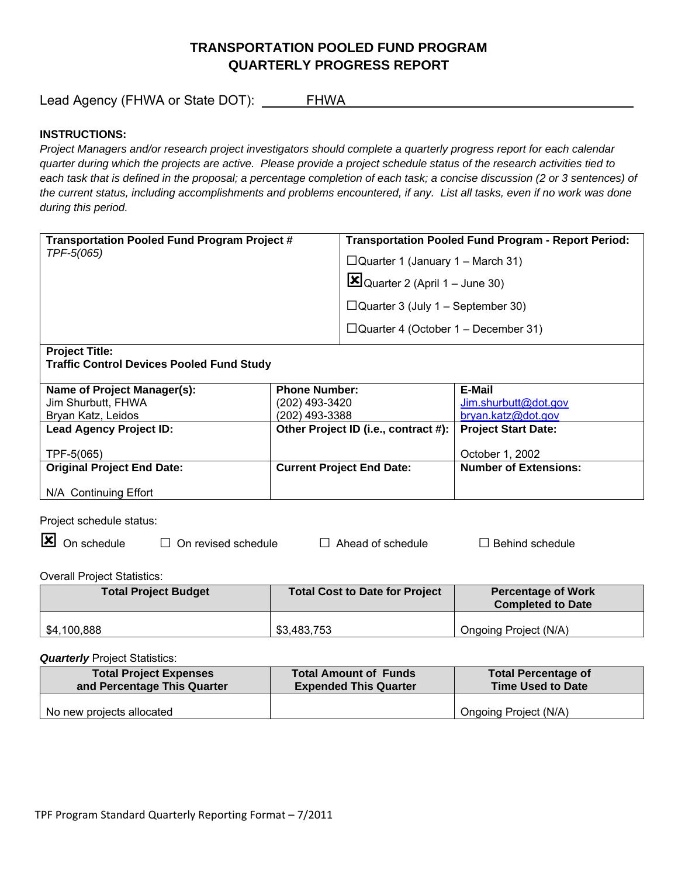# TRANSPORTATION POOLED FUND PROGRAM
# QUARTERLY PROGRESS REPORT

Lead Agency (FHWA or State DOT): FHWA

**INSTRUCTIONS:**

*Project Managers and/or research project investigators should complete a quarterly progress report for each calendar quarter during which the projects are active. Please provide a project schedule status of the research activities tied to each task that is defined in the proposal; a percentage completion of each task; a concise discussion (2 or 3 sentences) of the current status, including accomplishments and problems encountered, if any. List all tasks, even if no work was done during this period.*

| **Transportation Pooled Fund Program Project #** | **Transportation Pooled Fund Program - Report Period:** |
|---|---|
| *TPF-5(065)* | ☐Quarter 1 (January 1 – March 31)<br>☒Quarter 2 (April 1 – June 30)<br>☐Quarter 3 (July 1 – September 30)<br>☐Quarter 4 (October 1 – December 31) |

**Project Title:**
**Traffic Control Devices Pooled Fund Study**

| **Name of Project Manager(s):** | **Phone Number:** | **E-Mail** |
|---|---|---|
| Jim Shurbutt, FHWA<br>Bryan Katz, Leidos | (202) 493-3420<br>(202) 493-3388 | Jim.shurbutt@dot.gov<br>bryan.katz@dot.gov |
| **Lead Agency Project ID:**<br><br>TPF-5(065) | **Other Project ID (i.e., contract #):** | **Project Start Date:**<br><br>October 1, 2002 |
| **Original Project End Date:**<br><br>N/A Continuing Effort | **Current Project End Date:** | **Number of Extensions:** |

Project schedule status:

☒ On schedule ☐ On revised schedule ☐ Ahead of schedule ☐ Behind schedule

Overall Project Statistics:

| Total Project Budget | Total Cost to Date for Project | Percentage of Work Completed to Date |
|---|---|---|
| $4,100,888 | $3,483,753 | Ongoing Project (N/A) |

***Quarterly*** Project Statistics:

| Total Project Expenses and Percentage This Quarter | Total Amount of Funds Expended This Quarter | Total Percentage of Time Used to Date |
|---|---|---|
| No new projects allocated | | Ongoing Project (N/A) |

TPF Program Standard Quarterly Reporting Format – 7/2011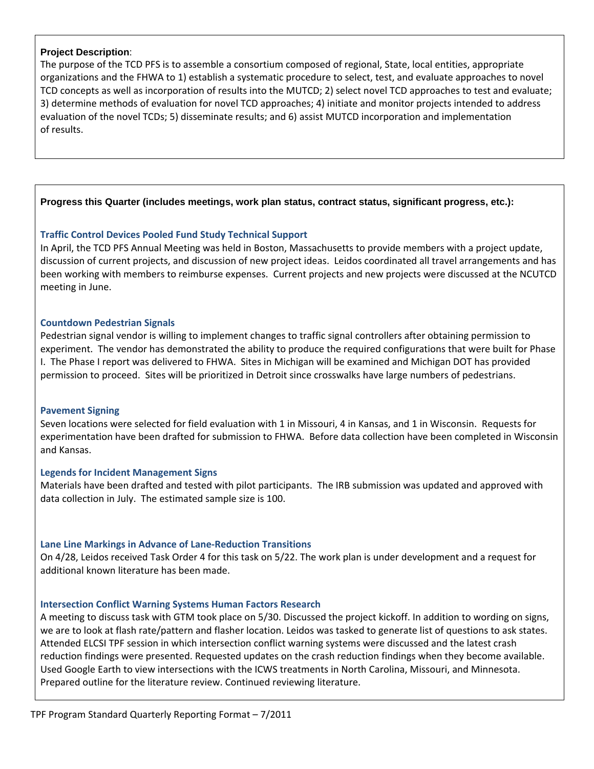**Project Description**:

The purpose of the TCD PFS is to assemble a consortium composed of regional, State, local entities, appropriate organizations and the FHWA to 1) establish a systematic procedure to select, test, and evaluate approaches to novel TCD concepts as well as incorporation of results into the MUTCD; 2) select novel TCD approaches to test and evaluate; 3) determine methods of evaluation for novel TCD approaches; 4) initiate and monitor projects intended to address evaluation of the novel TCDs; 5) disseminate results; and 6) assist MUTCD incorporation and implementation of results.

**Progress this Quarter (includes meetings, work plan status, contract status, significant progress, etc.):**

### Traffic Control Devices Pooled Fund Study Technical Support

In April, the TCD PFS Annual Meeting was held in Boston, Massachusetts to provide members with a project update, discussion of current projects, and discussion of new project ideas. Leidos coordinated all travel arrangements and has been working with members to reimburse expenses. Current projects and new projects were discussed at the NCUTCD meeting in June.

### Countdown Pedestrian Signals

Pedestrian signal vendor is willing to implement changes to traffic signal controllers after obtaining permission to experiment. The vendor has demonstrated the ability to produce the required configurations that were built for Phase I. The Phase I report was delivered to FHWA. Sites in Michigan will be examined and Michigan DOT has provided permission to proceed. Sites will be prioritized in Detroit since crosswalks have large numbers of pedestrians.

### Pavement Signing

Seven locations were selected for field evaluation with 1 in Missouri, 4 in Kansas, and 1 in Wisconsin. Requests for experimentation have been drafted for submission to FHWA. Before data collection have been completed in Wisconsin and Kansas.

### Legends for Incident Management Signs

Materials have been drafted and tested with pilot participants. The IRB submission was updated and approved with data collection in July. The estimated sample size is 100.

### Lane Line Markings in Advance of Lane-Reduction Transitions

On 4/28, Leidos received Task Order 4 for this task on 5/22. The work plan is under development and a request for additional known literature has been made.

### Intersection Conflict Warning Systems Human Factors Research

A meeting to discuss task with GTM took place on 5/30. Discussed the project kickoff. In addition to wording on signs, we are to look at flash rate/pattern and flasher location. Leidos was tasked to generate list of questions to ask states. Attended ELCSI TPF session in which intersection conflict warning systems were discussed and the latest crash reduction findings were presented. Requested updates on the crash reduction findings when they become available. Used Google Earth to view intersections with the ICWS treatments in North Carolina, Missouri, and Minnesota. Prepared outline for the literature review. Continued reviewing literature.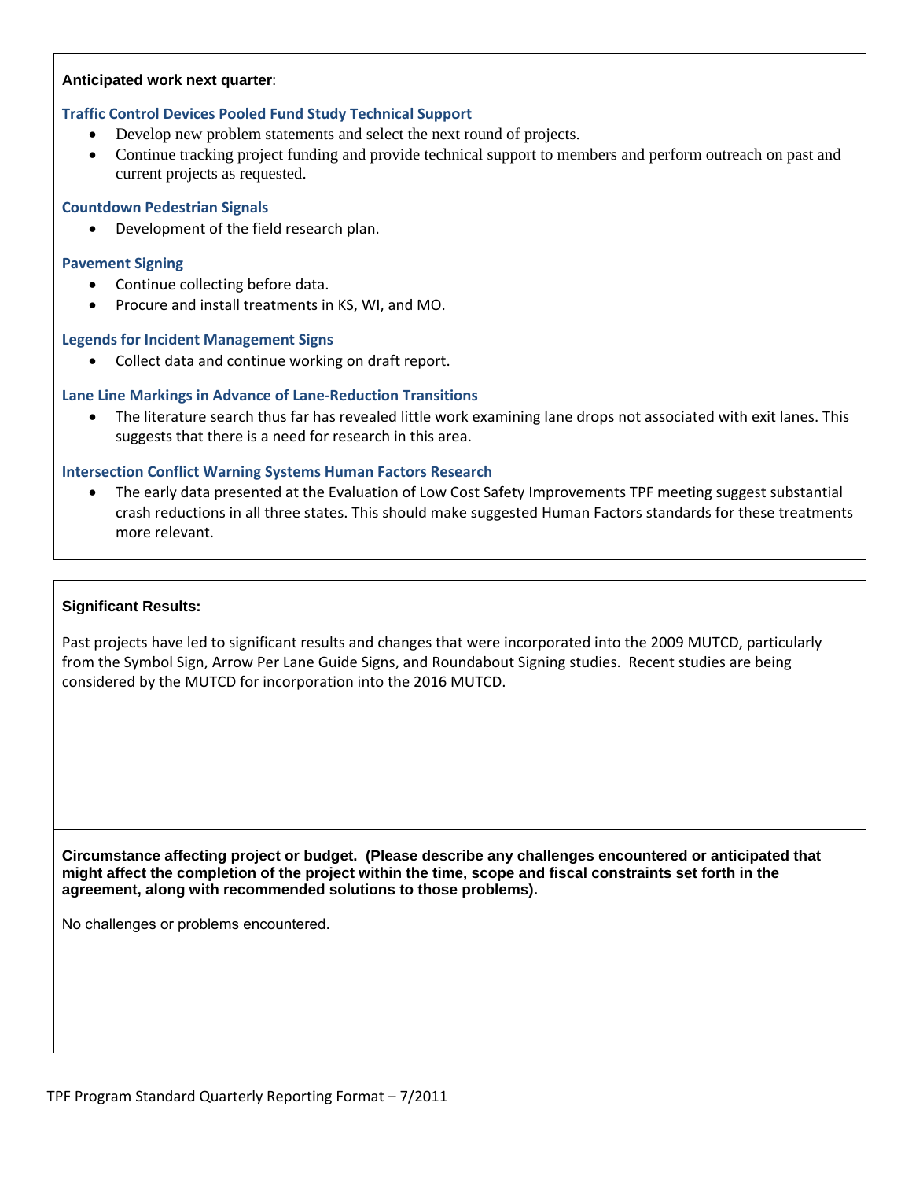**Anticipated work next quarter**:

### Traffic Control Devices Pooled Fund Study Technical Support

- Develop new problem statements and select the next round of projects.
- Continue tracking project funding and provide technical support to members and perform outreach on past and current projects as requested.

### Countdown Pedestrian Signals

- Development of the field research plan.

### Pavement Signing

- Continue collecting before data.
- Procure and install treatments in KS, WI, and MO.

### Legends for Incident Management Signs

- Collect data and continue working on draft report.

### Lane Line Markings in Advance of Lane-Reduction Transitions

- The literature search thus far has revealed little work examining lane drops not associated with exit lanes. This suggests that there is a need for research in this area.

### Intersection Conflict Warning Systems Human Factors Research

- The early data presented at the Evaluation of Low Cost Safety Improvements TPF meeting suggest substantial crash reductions in all three states. This should make suggested Human Factors standards for these treatments more relevant.

**Significant Results:**

Past projects have led to significant results and changes that were incorporated into the 2009 MUTCD, particularly from the Symbol Sign, Arrow Per Lane Guide Signs, and Roundabout Signing studies. Recent studies are being considered by the MUTCD for incorporation into the 2016 MUTCD.

**Circumstance affecting project or budget. (Please describe any challenges encountered or anticipated that might affect the completion of the project within the time, scope and fiscal constraints set forth in the agreement, along with recommended solutions to those problems).**

No challenges or problems encountered.

TPF Program Standard Quarterly Reporting Format – 7/2011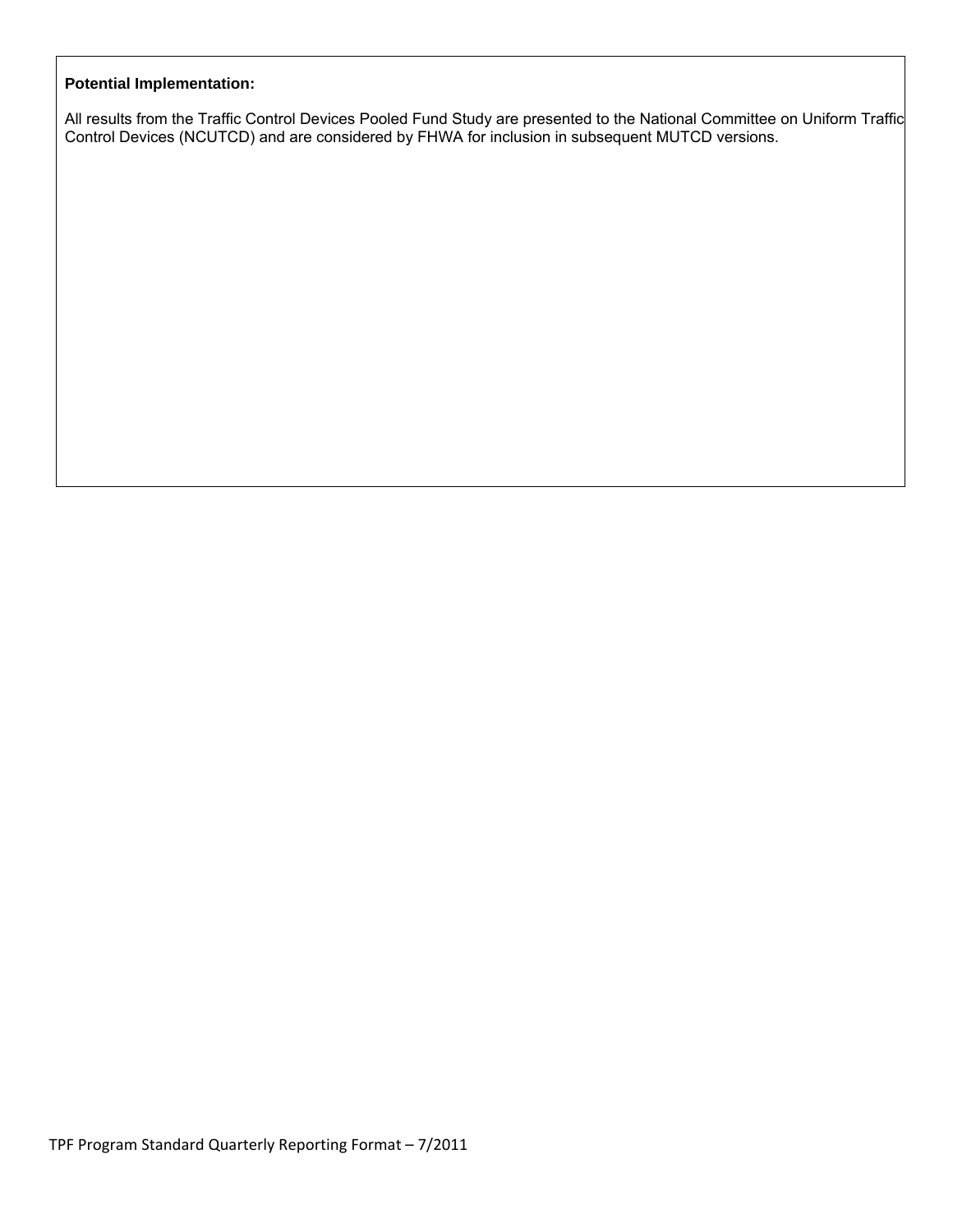**Potential Implementation:**

All results from the Traffic Control Devices Pooled Fund Study are presented to the National Committee on Uniform Traffic Control Devices (NCUTCD) and are considered by FHWA for inclusion in subsequent MUTCD versions.